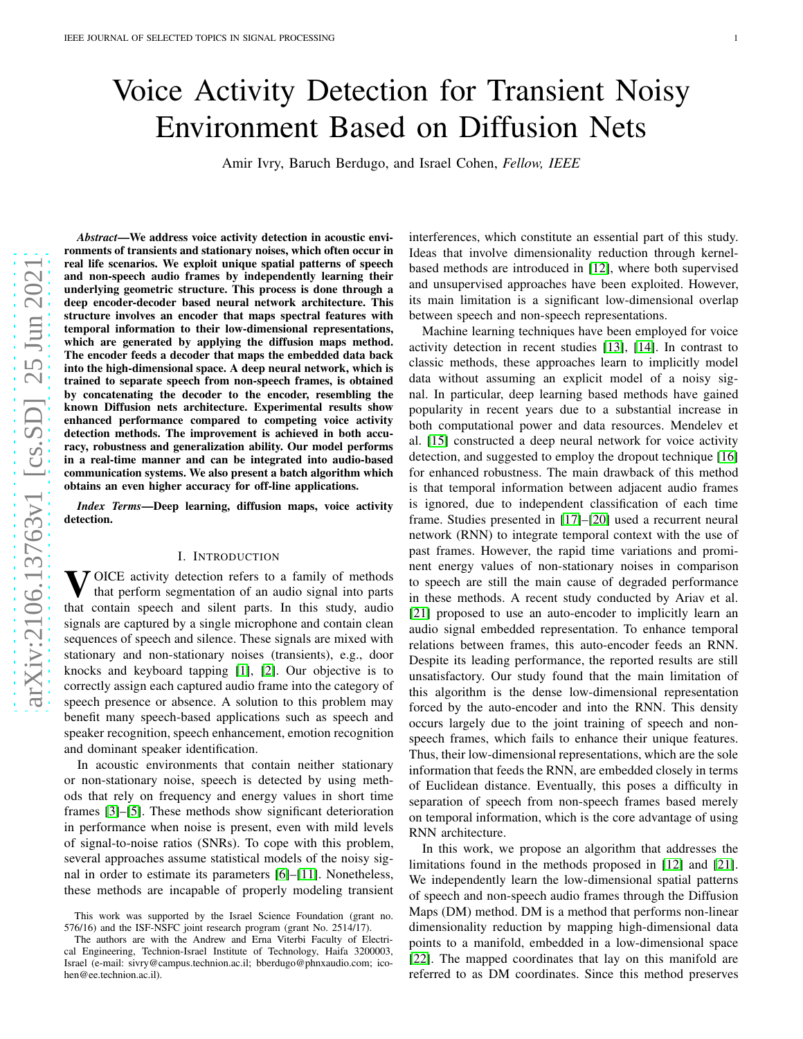# Voice Activity Detection for Transient Noisy Environment Based on Diffusion Nets

Amir Ivry, Baruch Berdugo, and Israel Cohen, *Fellow, IEEE*

***Abstract*—We address voice activity detection in acoustic environments of transients and stationary noises, which often occur in real life scenarios. We exploit unique spatial patterns of speech and non-speech audio frames by independently learning their underlying geometric structure. This process is done through a deep encoder-decoder based neural network architecture. This structure involves an encoder that maps spectral features with temporal information to their low-dimensional representations, which are generated by applying the diffusion maps method. The encoder feeds a decoder that maps the embedded data back into the high-dimensional space. A deep neural network, which is trained to separate speech from non-speech frames, is obtained by concatenating the decoder to the encoder, resembling the known Diffusion nets architecture. Experimental results show enhanced performance compared to competing voice activity detection methods. The improvement is achieved in both accuracy, robustness and generalization ability. Our model performs in a real-time manner and can be integrated into audio-based communication systems. We also present a batch algorithm which obtains an even higher accuracy for off-line applications.**

***Index Terms*—Deep learning, diffusion maps, voice activity detection.**

## I. Introduction

Voice activity detection refers to a family of methods that perform segmentation of an audio signal into parts that contain speech and silent parts. In this study, audio signals are captured by a single microphone and contain clean sequences of speech and silence. These signals are mixed with stationary and non-stationary noises (transients), e.g., door knocks and keyboard tapping [1], [2]. Our objective is to correctly assign each captured audio frame into the category of speech presence or absence. A solution to this problem may benefit many speech-based applications such as speech and speaker recognition, speech enhancement, emotion recognition and dominant speaker identification.

In acoustic environments that contain neither stationary or non-stationary noise, speech is detected by using methods that rely on frequency and energy values in short time frames [3]–[5]. These methods show significant deterioration in performance when noise is present, even with mild levels of signal-to-noise ratios (SNRs). To cope with this problem, several approaches assume statistical models of the noisy signal in order to estimate its parameters [6]–[11]. Nonetheless, these methods are incapable of properly modeling transient interferences, which constitute an essential part of this study. Ideas that involve dimensionality reduction through kernel-based methods are introduced in [12], where both supervised and unsupervised approaches have been exploited. However, its main limitation is a significant low-dimensional overlap between speech and non-speech representations.

Machine learning techniques have been employed for voice activity detection in recent studies [13], [14]. In contrast to classic methods, these approaches learn to implicitly model data without assuming an explicit model of a noisy signal. In particular, deep learning based methods have gained popularity in recent years due to a substantial increase in both computational power and data resources. Mendelev et al. [15] constructed a deep neural network for voice activity detection, and suggested to employ the dropout technique [16] for enhanced robustness. The main drawback of this method is that temporal information between adjacent audio frames is ignored, due to independent classification of each time frame. Studies presented in [17]–[20] used a recurrent neural network (RNN) to integrate temporal context with the use of past frames. However, the rapid time variations and prominent energy values of non-stationary noises in comparison to speech are still the main cause of degraded performance in these methods. A recent study conducted by Ariav et al. [21] proposed to use an auto-encoder to implicitly learn an audio signal embedded representation. To enhance temporal relations between frames, this auto-encoder feeds an RNN. Despite its leading performance, the reported results are still unsatisfactory. Our study found that the main limitation of this algorithm is the dense low-dimensional representation forced by the auto-encoder and into the RNN. This density occurs largely due to the joint training of speech and non-speech frames, which fails to enhance their unique features. Thus, their low-dimensional representations, which are the sole information that feeds the RNN, are embedded closely in terms of Euclidean distance. Eventually, this poses a difficulty in separation of speech from non-speech frames based merely on temporal information, which is the core advantage of using RNN architecture.

In this work, we propose an algorithm that addresses the limitations found in the methods proposed in [12] and [21]. We independently learn the low-dimensional spatial patterns of speech and non-speech audio frames through the Diffusion Maps (DM) method. DM is a method that performs non-linear dimensionality reduction by mapping high-dimensional data points to a manifold, embedded in a low-dimensional space [22]. The mapped coordinates that lay on this manifold are referred to as DM coordinates. Since this method preserves

This work was supported by the Israel Science Foundation (grant no. 576/16) and the ISF-NSFC joint research program (grant No. 2514/17).

The authors are with the Andrew and Erna Viterbi Faculty of Electrical Engineering, Technion-Israel Institute of Technology, Haifa 3200003, Israel (e-mail: sivry@campus.technion.ac.il; bberdugo@phnxaudio.com; icohen@ee.technion.ac.il).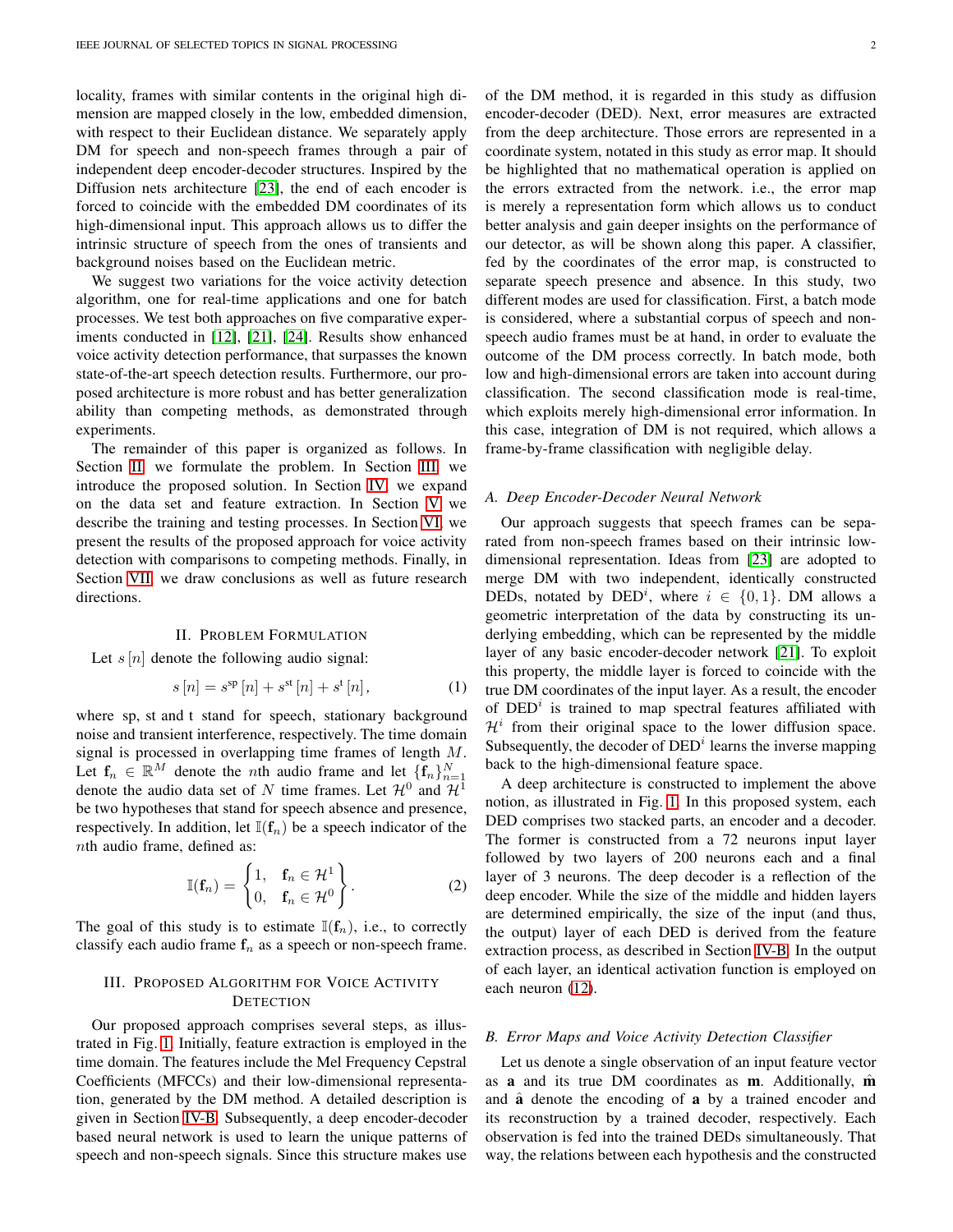locality, frames with similar contents in the original high dimension are mapped closely in the low, embedded dimension, with respect to their Euclidean distance. We separately apply DM for speech and non-speech frames through a pair of independent deep encoder-decoder structures. Inspired by the Diffusion nets architecture [23], the end of each encoder is forced to coincide with the embedded DM coordinates of its high-dimensional input. This approach allows us to differ the intrinsic structure of speech from the ones of transients and background noises based on the Euclidean metric.

We suggest two variations for the voice activity detection algorithm, one for real-time applications and one for batch processes. We test both approaches on five comparative experiments conducted in [12], [21], [24]. Results show enhanced voice activity detection performance, that surpasses the known state-of-the-art speech detection results. Furthermore, our proposed architecture is more robust and has better generalization ability than competing methods, as demonstrated through experiments.

The remainder of this paper is organized as follows. In Section II we formulate the problem. In Section III we introduce the proposed solution. In Section IV we expand on the data set and feature extraction. In Section V we describe the training and testing processes. In Section VI we present the results of the proposed approach for voice activity detection with comparisons to competing methods. Finally, in Section VII we draw conclusions as well as future research directions.

## II. Problem Formulation

Let $s\left[n\right]$ denote the following audio signal:

$$s\left[n\right] = s^{\mathrm{sp}}\left[n\right] + s^{\mathrm{st}}\left[n\right] + s^{\mathrm{t}}\left[n\right], \tag{1}$$

where sp, st and t stand for speech, stationary background noise and transient interference, respectively. The time domain signal is processed in overlapping time frames of length $M$. Let $\mathbf{f}_n \in \mathbb{R}^M$ denote the $n$th audio frame and let $\{\mathbf{f}_n\}_{n=1}^{N}$ denote the audio data set of $N$ time frames. Let $\mathcal{H}^0$ and $\mathcal{H}^1$ be two hypotheses that stand for speech absence and presence, respectively. In addition, let $\mathbb{I}(\mathbf{f}_n)$ be a speech indicator of the $n$th audio frame, defined as:

$$\mathbb{I}(\mathbf{f}_n) = \begin{Bmatrix} 1, & \mathbf{f}_n \in \mathcal{H}^1 \\ 0, & \mathbf{f}_n \in \mathcal{H}^0 \end{Bmatrix}. \tag{2}$$

The goal of this study is to estimate $\mathbb{I}(\mathbf{f}_n)$, i.e., to correctly classify each audio frame $\mathbf{f}_n$ as a speech or non-speech frame.

## III. Proposed Algorithm for Voice Activity Detection

Our proposed approach comprises several steps, as illustrated in Fig. 1. Initially, feature extraction is employed in the time domain. The features include the Mel Frequency Cepstral Coefficients (MFCCs) and their low-dimensional representation, generated by the DM method. A detailed description is given in Section IV-B. Subsequently, a deep encoder-decoder based neural network is used to learn the unique patterns of speech and non-speech signals. Since this structure makes use of the DM method, it is regarded in this study as diffusion encoder-decoder (DED). Next, error measures are extracted from the deep architecture. Those errors are represented in a coordinate system, notated in this study as error map. It should be highlighted that no mathematical operation is applied on the errors extracted from the network. i.e., the error map is merely a representation form which allows us to conduct better analysis and gain deeper insights on the performance of our detector, as will be shown along this paper. A classifier, fed by the coordinates of the error map, is constructed to separate speech presence and absence. In this study, two different modes are used for classification. First, a batch mode is considered, where a substantial corpus of speech and non-speech audio frames must be at hand, in order to evaluate the outcome of the DM process correctly. In batch mode, both low and high-dimensional errors are taken into account during classification. The second classification mode is real-time, which exploits merely high-dimensional error information. In this case, integration of DM is not required, which allows a frame-by-frame classification with negligible delay.

### A. Deep Encoder-Decoder Neural Network

Our approach suggests that speech frames can be separated from non-speech frames based on their intrinsic low-dimensional representation. Ideas from [23] are adopted to merge DM with two independent, identically constructed DEDs, notated by $\mathrm{DED}^i$, where $i \in \{0, 1\}$. DM allows a geometric interpretation of the data by constructing its underlying embedding, which can be represented by the middle layer of any basic encoder-decoder network [21]. To exploit this property, the middle layer is forced to coincide with the true DM coordinates of the input layer. As a result, the encoder of $\mathrm{DED}^i$ is trained to map spectral features affiliated with $\mathcal{H}^i$ from their original space to the lower diffusion space. Subsequently, the decoder of $\mathrm{DED}^i$ learns the inverse mapping back to the high-dimensional feature space.

A deep architecture is constructed to implement the above notion, as illustrated in Fig. 1. In this proposed system, each DED comprises two stacked parts, an encoder and a decoder. The former is constructed from a 72 neurons input layer followed by two layers of 200 neurons each and a final layer of 3 neurons. The deep decoder is a reflection of the deep encoder. While the size of the middle and hidden layers are determined empirically, the size of the input (and thus, the output) layer of each DED is derived from the feature extraction process, as described in Section IV-B. In the output of each layer, an identical activation function is employed on each neuron (12).

### B. Error Maps and Voice Activity Detection Classifier

Let us denote a single observation of an input feature vector as $\mathbf{a}$ and its true DM coordinates as $\mathbf{m}$. Additionally, $\hat{\mathbf{m}}$ and $\hat{\mathbf{a}}$ denote the encoding of $\mathbf{a}$ by a trained encoder and its reconstruction by a trained decoder, respectively. Each observation is fed into the trained DEDs simultaneously. That way, the relations between each hypothesis and the constructed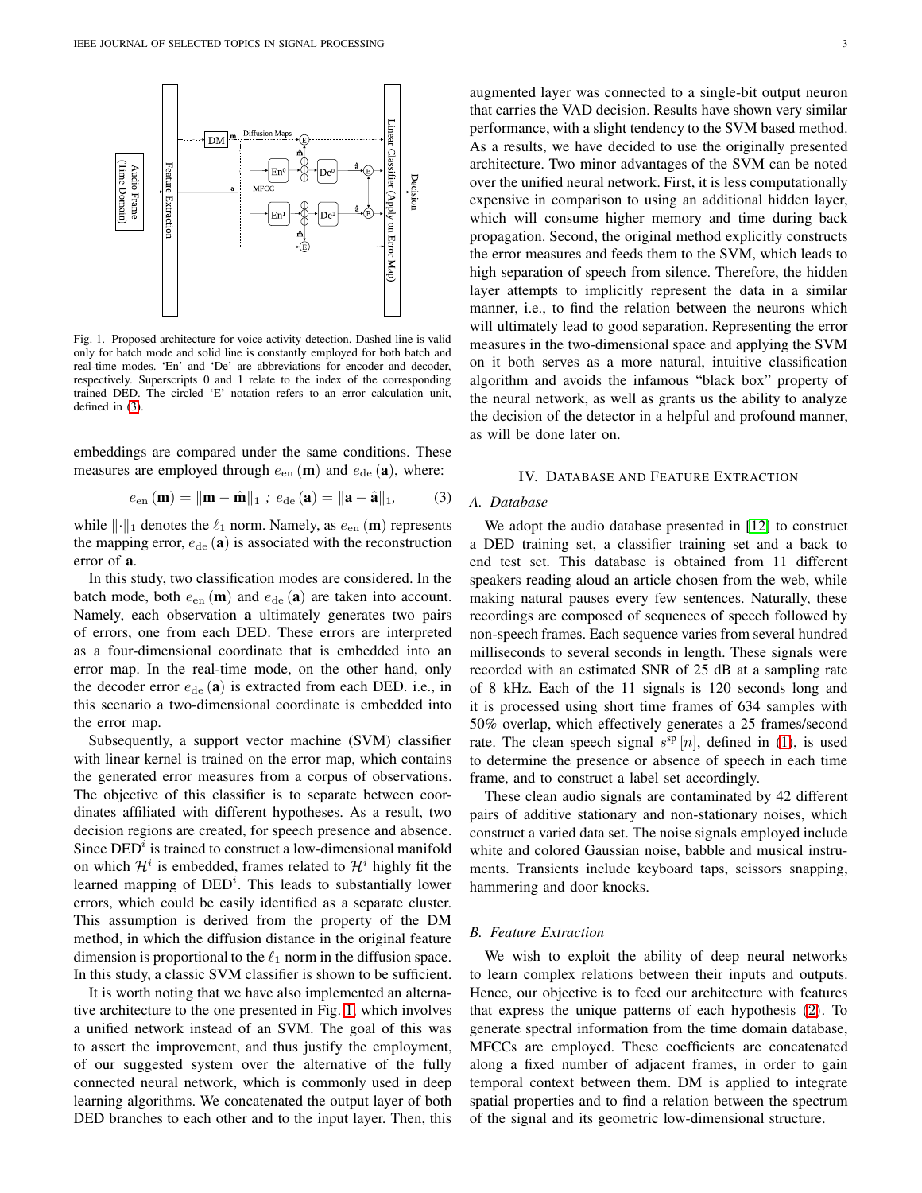Fig. 1. Proposed architecture for voice activity detection. Dashed line is valid only for batch mode and solid line is constantly employed for both batch and real-time modes. 'En' and 'De' are abbreviations for encoder and decoder, respectively. Superscripts 0 and 1 relate to the index of the corresponding trained DED. The circled 'E' notation refers to an error calculation unit, defined in (3).

embeddings are compared under the same conditions. These measures are employed through $e_{\text{en}}(\mathbf{m})$ and $e_{\text{de}}(\mathbf{a})$, where:

$$e_{\text{en}}(\mathbf{m}) = \|\mathbf{m} - \hat{\mathbf{m}}\|_1 \; ; \; e_{\text{de}}(\mathbf{a}) = \|\mathbf{a} - \hat{\mathbf{a}}\|_1, \qquad (3)$$

while $\|\cdot\|_1$ denotes the $\ell_1$ norm. Namely, as $e_{\text{en}}(\mathbf{m})$ represents the mapping error, $e_{\text{de}}(\mathbf{a})$ is associated with the reconstruction error of $\mathbf{a}$.

In this study, two classification modes are considered. In the batch mode, both $e_{\text{en}}(\mathbf{m})$ and $e_{\text{de}}(\mathbf{a})$ are taken into account. Namely, each observation $\mathbf{a}$ ultimately generates two pairs of errors, one from each DED. These errors are interpreted as a four-dimensional coordinate that is embedded into an error map. In the real-time mode, on the other hand, only the decoder error $e_{\text{de}}(\mathbf{a})$ is extracted from each DED. i.e., in this scenario a two-dimensional coordinate is embedded into the error map.

Subsequently, a support vector machine (SVM) classifier with linear kernel is trained on the error map, which contains the generated error measures from a corpus of observations. The objective of this classifier is to separate between coordinates affiliated with different hypotheses. As a result, two decision regions are created, for speech presence and absence. Since DED$^i$ is trained to construct a low-dimensional manifold on which $\mathcal{H}^i$ is embedded, frames related to $\mathcal{H}^i$ highly fit the learned mapping of DED$^i$. This leads to substantially lower errors, which could be easily identified as a separate cluster. This assumption is derived from the property of the DM method, in which the diffusion distance in the original feature dimension is proportional to the $\ell_1$ norm in the diffusion space. In this study, a classic SVM classifier is shown to be sufficient.

It is worth noting that we have also implemented an alternative architecture to the one presented in Fig. 1, which involves a unified network instead of an SVM. The goal of this was to assert the improvement, and thus justify the employment, of our suggested system over the alternative of the fully connected neural network, which is commonly used in deep learning algorithms. We concatenated the output layer of both DED branches to each other and to the input layer. Then, this augmented layer was connected to a single-bit output neuron that carries the VAD decision. Results have shown very similar performance, with a slight tendency to the SVM based method. As a results, we have decided to use the originally presented architecture. Two minor advantages of the SVM can be noted over the unified neural network. First, it is less computationally expensive in comparison to using an additional hidden layer, which will consume higher memory and time during back propagation. Second, the original method explicitly constructs the error measures and feeds them to the SVM, which leads to high separation of speech from silence. Therefore, the hidden layer attempts to implicitly represent the data in a similar manner, i.e., to find the relation between the neurons which will ultimately lead to good separation. Representing the error measures in the two-dimensional space and applying the SVM on it both serves as a more natural, intuitive classification algorithm and avoids the infamous "black box" property of the neural network, as well as grants us the ability to analyze the decision of the detector in a helpful and profound manner, as will be done later on.

## IV. Database and Feature Extraction

### A. Database

We adopt the audio database presented in [12] to construct a DED training set, a classifier training set and a back to end test set. This database is obtained from 11 different speakers reading aloud an article chosen from the web, while making natural pauses every few sentences. Naturally, these recordings are composed of sequences of speech followed by non-speech frames. Each sequence varies from several hundred milliseconds to several seconds in length. These signals were recorded with an estimated SNR of 25 dB at a sampling rate of 8 kHz. Each of the 11 signals is 120 seconds long and it is processed using short time frames of 634 samples with 50% overlap, which effectively generates a 25 frames/second rate. The clean speech signal $s^{\text{sp}}[n]$, defined in (1), is used to determine the presence or absence of speech in each time frame, and to construct a label set accordingly.

These clean audio signals are contaminated by 42 different pairs of additive stationary and non-stationary noises, which construct a varied data set. The noise signals employed include white and colored Gaussian noise, babble and musical instruments. Transients include keyboard taps, scissors snapping, hammering and door knocks.

### B. Feature Extraction

We wish to exploit the ability of deep neural networks to learn complex relations between their inputs and outputs. Hence, our objective is to feed our architecture with features that express the unique patterns of each hypothesis (2). To generate spectral information from the time domain database, MFCCs are employed. These coefficients are concatenated along a fixed number of adjacent frames, in order to gain temporal context between them. DM is applied to integrate spatial properties and to find a relation between the spectrum of the signal and its geometric low-dimensional structure.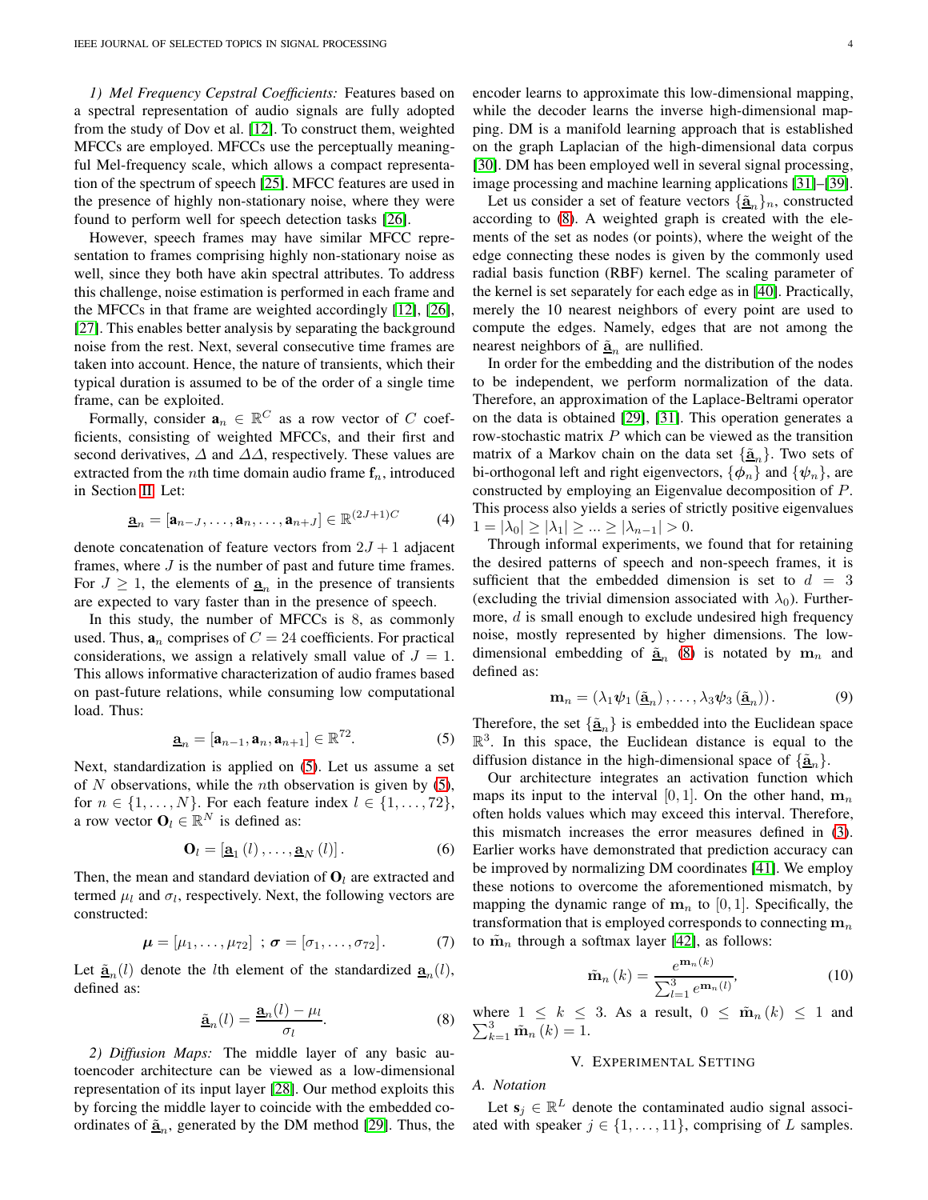*1) Mel Frequency Cepstral Coefficients:* Features based on a spectral representation of audio signals are fully adopted from the study of Dov et al. [12]. To construct them, weighted MFCCs are employed. MFCCs use the perceptually meaningful Mel-frequency scale, which allows a compact representation of the spectrum of speech [25]. MFCC features are used in the presence of highly non-stationary noise, where they were found to perform well for speech detection tasks [26].

However, speech frames may have similar MFCC representation to frames comprising highly non-stationary noise as well, since they both have akin spectral attributes. To address this challenge, noise estimation is performed in each frame and the MFCCs in that frame are weighted accordingly [12], [26], [27]. This enables better analysis by separating the background noise from the rest. Next, several consecutive time frames are taken into account. Hence, the nature of transients, which their typical duration is assumed to be of the order of a single time frame, can be exploited.

Formally, consider $\mathbf{a}_n \in \mathbb{R}^C$ as a row vector of $C$ coefficients, consisting of weighted MFCCs, and their first and second derivatives, $\Delta$ and $\Delta\Delta$, respectively. These values are extracted from the $n$th time domain audio frame $\mathbf{f}_n$, introduced in Section II. Let:

$$\underline{\mathbf{a}}_n = [\mathbf{a}_{n-J}, \ldots, \mathbf{a}_n, \ldots, \mathbf{a}_{n+J}] \in \mathbb{R}^{(2J+1)C} \tag{4}$$

denote concatenation of feature vectors from $2J+1$ adjacent frames, where $J$ is the number of past and future time frames. For $J \geq 1$, the elements of $\underline{\mathbf{a}}_n$ in the presence of transients are expected to vary faster than in the presence of speech.

In this study, the number of MFCCs is 8, as commonly used. Thus, $\mathbf{a}_n$ comprises of $C = 24$ coefficients. For practical considerations, we assign a relatively small value of $J = 1$. This allows informative characterization of audio frames based on past-future relations, while consuming low computational load. Thus:

$$\underline{\mathbf{a}}_n = [\mathbf{a}_{n-1}, \mathbf{a}_n, \mathbf{a}_{n+1}] \in \mathbb{R}^{72}. \tag{5}$$

Next, standardization is applied on (5). Let us assume a set of $N$ observations, while the $n$th observation is given by (5), for $n \in \{1, \ldots, N\}$. For each feature index $l \in \{1, \ldots, 72\}$, a row vector $\mathbf{O}_l \in \mathbb{R}^N$ is defined as:

$$\mathbf{O}_l = [\underline{\mathbf{a}}_1(l), \ldots, \underline{\mathbf{a}}_N(l)]. \tag{6}$$

Then, the mean and standard deviation of $\mathbf{O}_l$ are extracted and termed $\mu_l$ and $\sigma_l$, respectively. Next, the following vectors are constructed:

$$\boldsymbol{\mu} = [\mu_1, \ldots, \mu_{72}] \ ; \ \boldsymbol{\sigma} = [\sigma_1, \ldots, \sigma_{72}]. \tag{7}$$

Let $\tilde{\underline{\mathbf{a}}}_n(l)$ denote the $l$th element of the standardized $\underline{\mathbf{a}}_n(l)$, defined as:

$$\tilde{\underline{\mathbf{a}}}_n(l) = \frac{\underline{\mathbf{a}}_n(l) - \mu_l}{\sigma_l}. \tag{8}$$

*2) Diffusion Maps:* The middle layer of any basic autoencoder architecture can be viewed as a low-dimensional representation of its input layer [28]. Our method exploits this by forcing the middle layer to coincide with the embedded coordinates of $\tilde{\underline{\mathbf{a}}}_n$, generated by the DM method [29]. Thus, the encoder learns to approximate this low-dimensional mapping, while the decoder learns the inverse high-dimensional mapping. DM is a manifold learning approach that is established on the graph Laplacian of the high-dimensional data corpus [30]. DM has been employed well in several signal processing, image processing and machine learning applications [31]–[39].

Let us consider a set of feature vectors $\{\tilde{\underline{\mathbf{a}}}_n\}_n$, constructed according to (8). A weighted graph is created with the elements of the set as nodes (or points), where the weight of the edge connecting these nodes is given by the commonly used radial basis function (RBF) kernel. The scaling parameter of the kernel is set separately for each edge as in [40]. Practically, merely the 10 nearest neighbors of every point are used to compute the edges. Namely, edges that are not among the nearest neighbors of $\tilde{\underline{\mathbf{a}}}_n$ are nullified.

In order for the embedding and the distribution of the nodes to be independent, we perform normalization of the data. Therefore, an approximation of the Laplace-Beltrami operator on the data is obtained [29], [31]. This operation generates a row-stochastic matrix $P$ which can be viewed as the transition matrix of a Markov chain on the data set $\{\tilde{\underline{\mathbf{a}}}_n\}$. Two sets of bi-orthogonal left and right eigenvectors, $\{\boldsymbol{\phi}_n\}$ and $\{\boldsymbol{\psi}_n\}$, are constructed by employing an Eigenvalue decomposition of $P$. This process also yields a series of strictly positive eigenvalues $1 = |\lambda_0| \geq |\lambda_1| \geq \ldots \geq |\lambda_{n-1}| > 0$.

Through informal experiments, we found that for retaining the desired patterns of speech and non-speech frames, it is sufficient that the embedded dimension is set to $d = 3$ (excluding the trivial dimension associated with $\lambda_0$). Furthermore, $d$ is small enough to exclude undesired high frequency noise, mostly represented by higher dimensions. The low-dimensional embedding of $\tilde{\underline{\mathbf{a}}}_n$ (8) is notated by $\mathbf{m}_n$ and defined as:

$$\mathbf{m}_n = \left(\lambda_1 \boldsymbol{\psi}_1\left(\tilde{\underline{\mathbf{a}}}_n\right), \ldots, \lambda_3 \boldsymbol{\psi}_3\left(\tilde{\underline{\mathbf{a}}}_n\right)\right). \tag{9}$$

Therefore, the set $\{\tilde{\underline{\mathbf{a}}}_n\}$ is embedded into the Euclidean space $\mathbb{R}^3$. In this space, the Euclidean distance is equal to the diffusion distance in the high-dimensional space of $\{\tilde{\underline{\mathbf{a}}}_n\}$.

Our architecture integrates an activation function which maps its input to the interval $[0, 1]$. On the other hand, $\mathbf{m}_n$ often holds values which may exceed this interval. Therefore, this mismatch increases the error measures defined in (3). Earlier works have demonstrated that prediction accuracy can be improved by normalizing DM coordinates [41]. We employ these notions to overcome the aforementioned mismatch, by mapping the dynamic range of $\mathbf{m}_n$ to $[0, 1]$. Specifically, the transformation that is employed corresponds to connecting $\mathbf{m}_n$ to $\tilde{\mathbf{m}}_n$ through a softmax layer [42], as follows:

$$\tilde{\mathbf{m}}_n(k) = \frac{e^{\mathbf{m}_n(k)}}{\sum_{l=1}^{3} e^{\mathbf{m}_n(l)}}, \tag{10}$$

where $1 \leq k \leq 3$. As a result, $0 \leq \tilde{\mathbf{m}}_n(k) \leq 1$ and $\sum_{k=1}^{3} \tilde{\mathbf{m}}_n(k) = 1$.

## V. Experimental Setting

### A. Notation

Let $\mathbf{s}_j \in \mathbb{R}^L$ denote the contaminated audio signal associated with speaker $j \in \{1, \ldots, 11\}$, comprising of $L$ samples.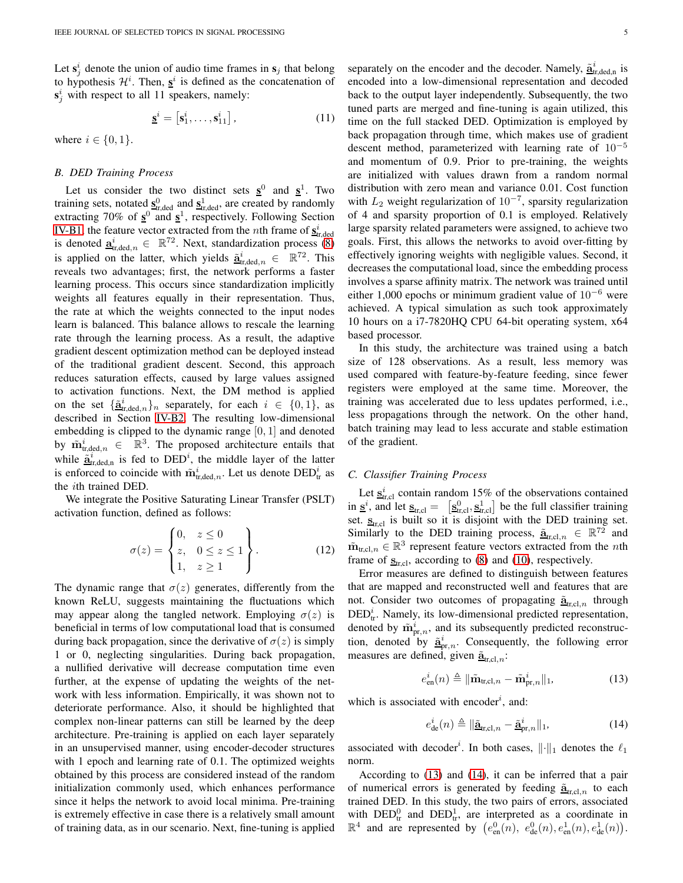Let $\mathbf{s}_j^i$ denote the union of audio time frames in $\mathbf{s}_j$ that belong to hypothesis $\mathcal{H}^i$. Then, $\underline{\mathbf{s}}^i$ is defined as the concatenation of $\mathbf{s}_j^i$ with respect to all 11 speakers, namely:

$$\underline{\mathbf{s}}^i = \left[\mathbf{s}_1^i, \ldots, \mathbf{s}_{11}^i\right], \tag{11}$$

where $i \in \{0, 1\}$.

### B. DED Training Process

Let us consider the two distinct sets $\underline{\mathbf{s}}^0$ and $\underline{\mathbf{s}}^1$. Two training sets, notated $\underline{\mathbf{s}}^0_{\text{tr,ded}}$ and $\underline{\mathbf{s}}^1_{\text{tr,ded}}$, are created by randomly extracting 70% of $\underline{\mathbf{s}}^0$ and $\underline{\mathbf{s}}^1$, respectively. Following Section IV-B1, the feature vector extracted from the $n$th frame of $\underline{\mathbf{s}}^i_{\text{tr,ded}}$ is denoted $\underline{\mathbf{a}}^i_{\text{tr,ded},n} \in \mathbb{R}^{72}$. Next, standardization process (8) is applied on the latter, which yields $\underline{\tilde{\mathbf{a}}}^i_{\text{tr,ded},n} \in \mathbb{R}^{72}$. This reveals two advantages; first, the network performs a faster learning process. This occurs since standardization implicitly weights all features equally in their representation. Thus, the rate at which the weights connected to the input nodes learn is balanced. This balance allows to rescale the learning rate through the learning process. As a result, the adaptive gradient descent optimization method can be deployed instead of the traditional gradient descent. Second, this approach reduces saturation effects, caused by large values assigned to activation functions. Next, the DM method is applied on the set $\{\underline{\tilde{\mathbf{a}}}^i_{\text{tr,ded},n}\}_n$ separately, for each $i \in \{0, 1\}$, as described in Section IV-B2. The resulting low-dimensional embedding is clipped to the dynamic range $[0, 1]$ and denoted by $\tilde{\mathbf{m}}^i_{\text{tr,ded},n} \in \mathbb{R}^3$. The proposed architecture entails that while $\underline{\tilde{\mathbf{a}}}^i_{\text{tr,ded,n}}$ is fed to DED$^i$, the middle layer of the latter is enforced to coincide with $\tilde{\mathbf{m}}^i_{\text{tr,ded},n}$. Let us denote $\text{DED}^i_{\text{tr}}$ as the $i$th trained DED.

We integrate the Positive Saturating Linear Transfer (PSLT) activation function, defined as follows:

$$\sigma(z) = \left\{ \begin{matrix} 0, & z \leq 0 \\ z, & 0 \leq z \leq 1 \\ 1, & z \geq 1 \end{matrix} \right\}. \tag{12}$$

The dynamic range that $\sigma(z)$ generates, differently from the known ReLU, suggests maintaining the fluctuations which may appear along the tangled network. Employing $\sigma(z)$ is beneficial in terms of low computational load that is consumed during back propagation, since the derivative of $\sigma(z)$ is simply 1 or 0, neglecting singularities. During back propagation, a nullified derivative will decrease computation time even further, at the expense of updating the weights of the network with less information. Empirically, it was shown not to deteriorate performance. Also, it should be highlighted that complex non-linear patterns can still be learned by the deep architecture. Pre-training is applied on each layer separately in an unsupervised manner, using encoder-decoder structures with 1 epoch and learning rate of 0.1. The optimized weights obtained by this process are considered instead of the random initialization commonly used, which enhances performance since it helps the network to avoid local minima. Pre-training is extremely effective in case there is a relatively small amount of training data, as in our scenario. Next, fine-tuning is applied separately on the encoder and the decoder. Namely, $\underline{\tilde{\mathbf{a}}}^i_{\text{tr,ded,n}}$ is encoded into a low-dimensional representation and decoded back to the output layer independently. Subsequently, the two tuned parts are merged and fine-tuning is again utilized, this time on the full stacked DED. Optimization is employed by back propagation through time, which makes use of gradient descent method, parameterized with learning rate of $10^{-5}$ and momentum of 0.9. Prior to pre-training, the weights are initialized with values drawn from a random normal distribution with zero mean and variance 0.01. Cost function with $L_2$ weight regularization of $10^{-7}$, sparsity regularization of 4 and sparsity proportion of 0.1 is employed. Relatively large sparsity related parameters were assigned, to achieve two goals. First, this allows the networks to avoid over-fitting by effectively ignoring weights with negligible values. Second, it decreases the computational load, since the embedding process involves a sparse affinity matrix. The network was trained until either 1,000 epochs or minimum gradient value of $10^{-6}$ were achieved. A typical simulation as such took approximately 10 hours on a i7-7820HQ CPU 64-bit operating system, x64 based processor.

In this study, the architecture was trained using a batch size of 128 observations. As a result, less memory was used compared with feature-by-feature feeding, since fewer registers were employed at the same time. Moreover, the training was accelerated due to less updates performed, i.e., less propagations through the network. On the other hand, batch training may lead to less accurate and stable estimation of the gradient.

### C. Classifier Training Process

Let $\underline{\mathbf{s}}^i_{\text{tr,cl}}$ contain random 15% of the observations contained in $\underline{\mathbf{s}}^i$, and let $\underline{\mathbf{s}}_{\text{tr,cl}} = \left[\underline{\mathbf{s}}^0_{\text{tr,cl}}, \underline{\mathbf{s}}^1_{\text{tr,cl}}\right]$ be the full classifier training set. $\underline{\mathbf{s}}_{\text{tr,cl}}$ is built so it is disjoint with the DED training set. Similarly to the DED training process, $\underline{\tilde{\mathbf{a}}}_{\text{tr,cl},n} \in \mathbb{R}^{72}$ and $\tilde{\mathbf{m}}_{\text{tr,cl},n} \in \mathbb{R}^3$ represent feature vectors extracted from the $n$th frame of $\underline{\mathbf{s}}_{\text{tr,cl}}$, according to (8) and (10), respectively.

Error measures are defined to distinguish between features that are mapped and reconstructed well and features that are not. Consider two outcomes of propagating $\underline{\tilde{\mathbf{a}}}_{\text{tr,cl},n}$ through $\text{DED}^i_{\text{tr}}$. Namely, its low-dimensional predicted representation, denoted by $\tilde{\mathbf{m}}^i_{\text{pr},n}$, and its subsequently predicted reconstruction, denoted by $\underline{\tilde{\mathbf{a}}}^i_{\text{pr},n}$. Consequently, the following error measures are defined, given $\underline{\tilde{\mathbf{a}}}_{\text{tr,cl},n}$:

$$e^i_{\text{en}}(n) \triangleq \|\tilde{\mathbf{m}}_{\text{tr,cl},n} - \tilde{\mathbf{m}}^i_{\text{pr},n}\|_1, \tag{13}$$

which is associated with encoder$^i$, and:

$$e^i_{\text{de}}(n) \triangleq \|\underline{\tilde{\mathbf{a}}}_{\text{tr,cl},n} - \underline{\tilde{\mathbf{a}}}^i_{\text{pr},n}\|_1, \tag{14}$$

associated with decoder$^i$. In both cases, $\|\cdot\|_1$ denotes the $\ell_1$ norm.

According to (13) and (14), it can be inferred that a pair of numerical errors is generated by feeding $\underline{\tilde{\mathbf{a}}}_{\text{tr,cl},n}$ to each trained DED. In this study, the two pairs of errors, associated with $\text{DED}^0_{\text{tr}}$ and $\text{DED}^1_{\text{tr}}$, are interpreted as a coordinate in $\mathbb{R}^4$ and are represented by $\left(e^0_{\text{en}}(n),\ e^0_{\text{de}}(n), e^1_{\text{en}}(n), e^1_{\text{de}}(n)\right)$.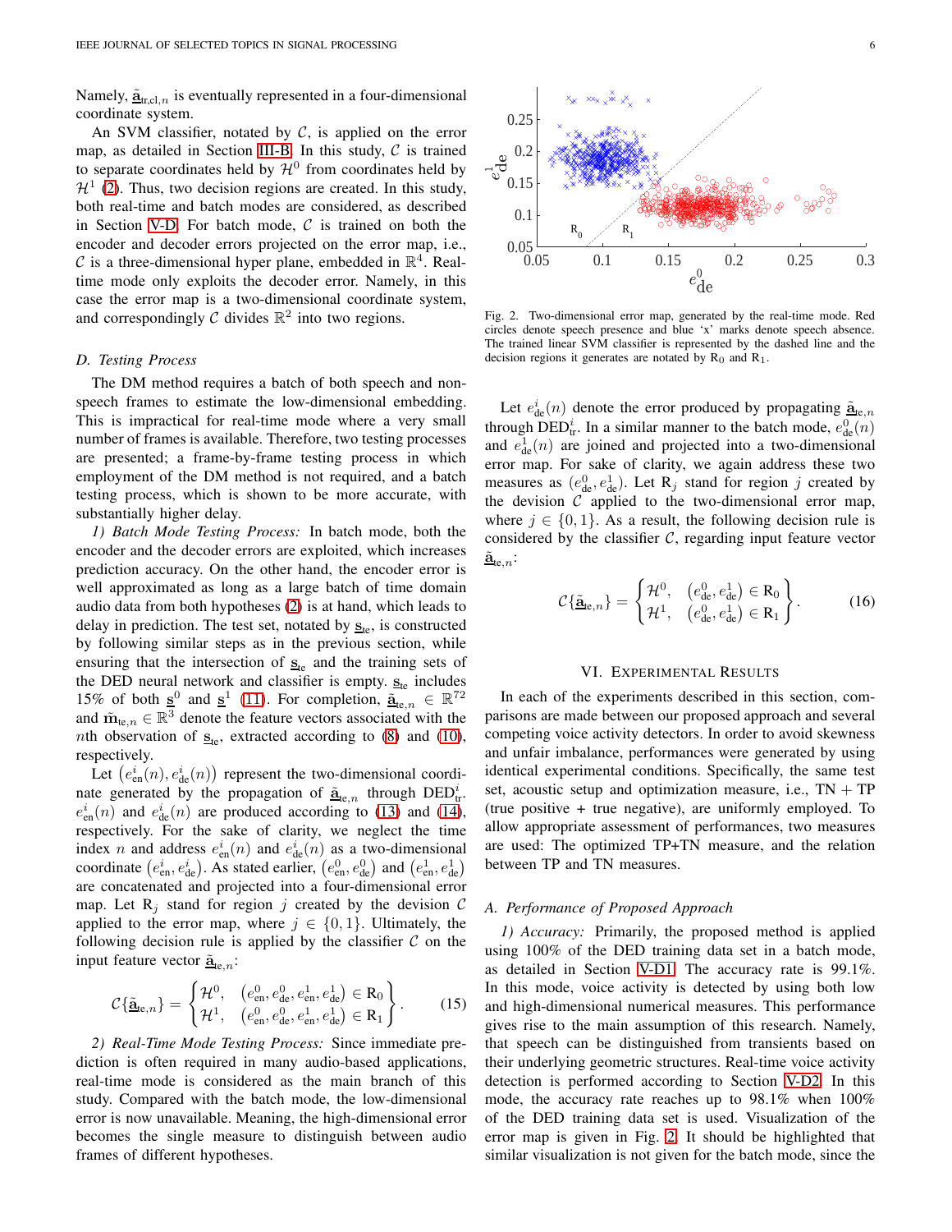Namely, $\underline{\tilde{\mathbf{a}}}_{\text{tr,cl},n}$ is eventually represented in a four-dimensional coordinate system.

An SVM classifier, notated by $\mathcal{C}$, is applied on the error map, as detailed in Section III-B. In this study, $\mathcal{C}$ is trained to separate coordinates held by $\mathcal{H}^0$ from coordinates held by $\mathcal{H}^1$ (2). Thus, two decision regions are created. In this study, both real-time and batch modes are considered, as described in Section V-D. For batch mode, $\mathcal{C}$ is trained on both the encoder and decoder errors projected on the error map, i.e., $\mathcal{C}$ is a three-dimensional hyper plane, embedded in $\mathbb{R}^4$. Real-time mode only exploits the decoder error. Namely, in this case the error map is a two-dimensional coordinate system, and correspondingly $\mathcal{C}$ divides $\mathbb{R}^2$ into two regions.

### D. Testing Process

The DM method requires a batch of both speech and non-speech frames to estimate the low-dimensional embedding. This is impractical for real-time mode where a very small number of frames is available. Therefore, two testing processes are presented; a frame-by-frame testing process in which employment of the DM method is not required, and a batch testing process, which is shown to be more accurate, with substantially higher delay.

*1) Batch Mode Testing Process:* In batch mode, both the encoder and the decoder errors are exploited, which increases prediction accuracy. On the other hand, the encoder error is well approximated as long as a large batch of time domain audio data from both hypotheses (2) is at hand, which leads to delay in prediction. The test set, notated by $\underline{\mathbf{s}}_{\text{te}}$, is constructed by following similar steps as in the previous section, while ensuring that the intersection of $\underline{\mathbf{s}}_{\text{te}}$ and the training sets of the DED neural network and classifier is empty. $\underline{\mathbf{s}}_{\text{te}}$ includes 15% of both $\underline{\mathbf{s}}^0$ and $\underline{\mathbf{s}}^1$ (11). For completion, $\underline{\tilde{\mathbf{a}}}_{\text{te},n} \in \mathbb{R}^{72}$ and $\tilde{\mathbf{m}}_{\text{te},n} \in \mathbb{R}^3$ denote the feature vectors associated with the $n$th observation of $\underline{\mathbf{s}}_{\text{te}}$, extracted according to (8) and (10), respectively.

Let $\left(e^i_{\text{en}}(n), e^i_{\text{de}}(n)\right)$ represent the two-dimensional coordinate generated by the propagation of $\underline{\tilde{\mathbf{a}}}_{\text{te},n}$ through $\text{DED}^i_{\text{tr}}$. $e^i_{\text{en}}(n)$ and $e^i_{\text{de}}(n)$ are produced according to (13) and (14), respectively. For the sake of clarity, we neglect the time index $n$ and address $e^i_{\text{en}}(n)$ and $e^i_{\text{de}}(n)$ as a two-dimensional coordinate $\left(e^i_{\text{en}}, e^i_{\text{de}}\right)$. As stated earlier, $\left(e^0_{\text{en}}, e^0_{\text{de}}\right)$ and $\left(e^1_{\text{en}}, e^1_{\text{de}}\right)$ are concatenated and projected into a four-dimensional error map. Let $\text{R}_j$ stand for region $j$ created by the devision $\mathcal{C}$ applied to the error map, where $j \in \{0, 1\}$. Ultimately, the following decision rule is applied by the classifier $\mathcal{C}$ on the input feature vector $\underline{\tilde{\mathbf{a}}}_{\text{te},n}$:

$$
\mathcal{C}\{\underline{\tilde{\mathbf{a}}}_{\text{te},n}\} = \begin{Bmatrix} \mathcal{H}^0, & \left(e^0_{\text{en}}, e^0_{\text{de}}, e^1_{\text{en}}, e^1_{\text{de}}\right) \in \text{R}_0 \\ \mathcal{H}^1, & \left(e^0_{\text{en}}, e^0_{\text{de}}, e^1_{\text{en}}, e^1_{\text{de}}\right) \in \text{R}_1 \end{Bmatrix}. \tag{15}
$$

*2) Real-Time Mode Testing Process:* Since immediate prediction is often required in many audio-based applications, real-time mode is considered as the main branch of this study. Compared with the batch mode, the low-dimensional error is now unavailable. Meaning, the high-dimensional error becomes the single measure to distinguish between audio frames of different hypotheses.

Fig. 2. Two-dimensional error map, generated by the real-time mode. Red circles denote speech presence and blue 'x' marks denote speech absence. The trained linear SVM classifier is represented by the dashed line and the decision regions it generates are notated by $\text{R}_0$ and $\text{R}_1$.

Let $e^i_{\text{de}}(n)$ denote the error produced by propagating $\underline{\tilde{\mathbf{a}}}_{\text{te},n}$ through $\text{DED}^i_{\text{tr}}$. In a similar manner to the batch mode, $e^0_{\text{de}}(n)$ and $e^1_{\text{de}}(n)$ are joined and projected into a two-dimensional error map. For sake of clarity, we again address these two measures as $\left(e^0_{\text{de}}, e^1_{\text{de}}\right)$. Let $\text{R}_j$ stand for region $j$ created by the devision $\mathcal{C}$ applied to the two-dimensional error map, where $j \in \{0, 1\}$. As a result, the following decision rule is considered by the classifier $\mathcal{C}$, regarding input feature vector $\underline{\tilde{\mathbf{a}}}_{\text{te},n}$:

$$
\mathcal{C}\{\underline{\tilde{\mathbf{a}}}_{\text{te},n}\} = \begin{Bmatrix} \mathcal{H}^0, & \left(e^0_{\text{de}}, e^1_{\text{de}}\right) \in \text{R}_0 \\ \mathcal{H}^1, & \left(e^0_{\text{de}}, e^1_{\text{de}}\right) \in \text{R}_1 \end{Bmatrix}. \tag{16}
$$

## VI. Experimental Results

In each of the experiments described in this section, comparisons are made between our proposed approach and several competing voice activity detectors. In order to avoid skewness and unfair imbalance, performances were generated by using identical experimental conditions. Specifically, the same test set, acoustic setup and optimization measure, i.e., TN + TP (true positive + true negative), are uniformly employed. To allow appropriate assessment of performances, two measures are used: The optimized TP+TN measure, and the relation between TP and TN measures.

### A. Performance of Proposed Approach

*1) Accuracy:* Primarily, the proposed method is applied using 100% of the DED training data set in a batch mode, as detailed in Section V-D1. The accuracy rate is 99.1%. In this mode, voice activity is detected by using both low and high-dimensional numerical measures. This performance gives rise to the main assumption of this research. Namely, that speech can be distinguished from transients based on their underlying geometric structures. Real-time voice activity detection is performed according to Section V-D2. In this mode, the accuracy rate reaches up to 98.1% when 100% of the DED training data set is used. Visualization of the error map is given in Fig. 2. It should be highlighted that similar visualization is not given for the batch mode, since the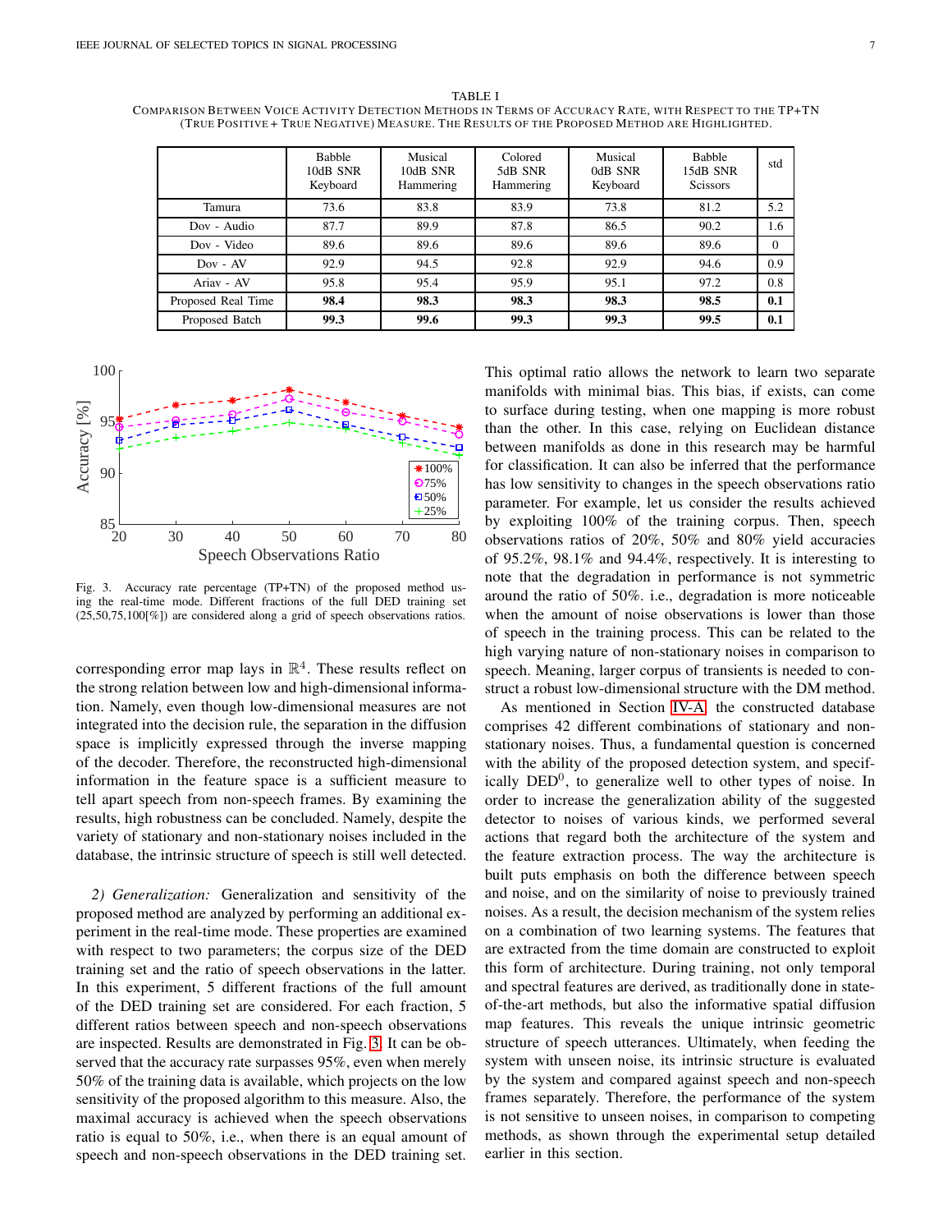TABLE I

COMPARISON BETWEEN VOICE ACTIVITY DETECTION METHODS IN TERMS OF ACCURACY RATE, WITH RESPECT TO THE TP+TN (TRUE POSITIVE + TRUE NEGATIVE) MEASURE. THE RESULTS OF THE PROPOSED METHOD ARE HIGHLIGHTED.

| | Babble 10dB SNR Keyboard | Musical 10dB SNR Hammering | Colored 5dB SNR Hammering | Musical 0dB SNR Keyboard | Babble 15dB SNR Scissors | std |
|---|---|---|---|---|---|---|
| Tamura | 73.6 | 83.8 | 83.9 | 73.8 | 81.2 | 5.2 |
| Dov - Audio | 87.7 | 89.9 | 87.8 | 86.5 | 90.2 | 1.6 |
| Dov - Video | 89.6 | 89.6 | 89.6 | 89.6 | 89.6 | 0 |
| Dov - AV | 92.9 | 94.5 | 92.8 | 92.9 | 94.6 | 0.9 |
| Ariav - AV | 95.8 | 95.4 | 95.9 | 95.1 | 97.2 | 0.8 |
| Proposed Real Time | **98.4** | **98.3** | **98.3** | **98.3** | **98.5** | **0.1** |
| Proposed Batch | **99.3** | **99.6** | **99.3** | **99.3** | **99.5** | **0.1** |

Fig. 3. Accuracy rate percentage (TP+TN) of the proposed method using the real-time mode. Different fractions of the full DED training set (25,50,75,100[%]) are considered along a grid of speech observations ratios.

corresponding error map lays in $\mathbb{R}^4$. These results reflect on the strong relation between low and high-dimensional information. Namely, even though low-dimensional measures are not integrated into the decision rule, the separation in the diffusion space is implicitly expressed through the inverse mapping of the decoder. Therefore, the reconstructed high-dimensional information in the feature space is a sufficient measure to tell apart speech from non-speech frames. By examining the results, high robustness can be concluded. Namely, despite the variety of stationary and non-stationary noises included in the database, the intrinsic structure of speech is still well detected.

*2) Generalization:* Generalization and sensitivity of the proposed method are analyzed by performing an additional experiment in the real-time mode. These properties are examined with respect to two parameters; the corpus size of the DED training set and the ratio of speech observations in the latter. In this experiment, 5 different fractions of the full amount of the DED training set are considered. For each fraction, 5 different ratios between speech and non-speech observations are inspected. Results are demonstrated in Fig. 3. It can be observed that the accuracy rate surpasses 95%, even when merely 50% of the training data is available, which projects on the low sensitivity of the proposed algorithm to this measure. Also, the maximal accuracy is achieved when the speech observations ratio is equal to 50%, i.e., when there is an equal amount of speech and non-speech observations in the DED training set. This optimal ratio allows the network to learn two separate manifolds with minimal bias. This bias, if exists, can come to surface during testing, when one mapping is more robust than the other. In this case, relying on Euclidean distance between manifolds as done in this research may be harmful for classification. It can also be inferred that the performance has low sensitivity to changes in the speech observations ratio parameter. For example, let us consider the results achieved by exploiting 100% of the training corpus. Then, speech observations ratios of 20%, 50% and 80% yield accuracies of 95.2%, 98.1% and 94.4%, respectively. It is interesting to note that the degradation in performance is not symmetric around the ratio of 50%. i.e., degradation is more noticeable when the amount of noise observations is lower than those of speech in the training process. This can be related to the high varying nature of non-stationary noises in comparison to speech. Meaning, larger corpus of transients is needed to construct a robust low-dimensional structure with the DM method.

As mentioned in Section IV-A, the constructed database comprises 42 different combinations of stationary and non-stationary noises. Thus, a fundamental question is concerned with the ability of the proposed detection system, and specifically $\text{DED}^0$, to generalize well to other types of noise. In order to increase the generalization ability of the suggested detector to noises of various kinds, we performed several actions that regard both the architecture of the system and the feature extraction process. The way the architecture is built puts emphasis on both the difference between speech and noise, and on the similarity of noise to previously trained noises. As a result, the decision mechanism of the system relies on a combination of two learning systems. The features that are extracted from the time domain are constructed to exploit this form of architecture. During training, not only temporal and spectral features are derived, as traditionally done in state-of-the-art methods, but also the informative spatial diffusion map features. This reveals the unique intrinsic geometric structure of speech utterances. Ultimately, when feeding the system with unseen noise, its intrinsic structure is evaluated by the system and compared against speech and non-speech frames separately. Therefore, the performance of the system is not sensitive to unseen noises, in comparison to competing methods, as shown through the experimental setup detailed earlier in this section.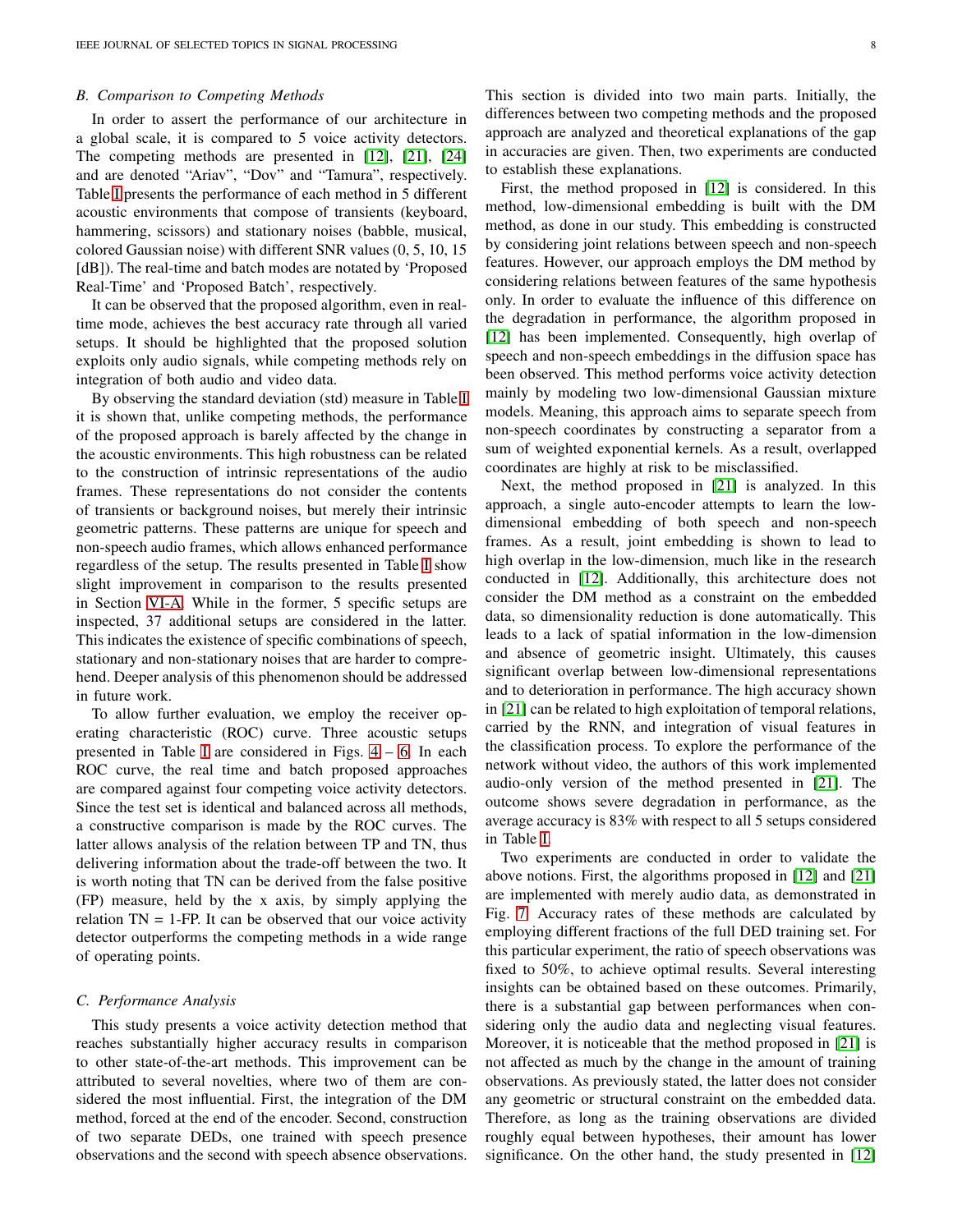### B. Comparison to Competing Methods

In order to assert the performance of our architecture in a global scale, it is compared to 5 voice activity detectors. The competing methods are presented in [12], [21], [24] and are denoted "Ariav", "Dov" and "Tamura", respectively. Table I presents the performance of each method in 5 different acoustic environments that compose of transients (keyboard, hammering, scissors) and stationary noises (babble, musical, colored Gaussian noise) with different SNR values (0, 5, 10, 15 [dB]). The real-time and batch modes are notated by 'Proposed Real-Time' and 'Proposed Batch', respectively.

It can be observed that the proposed algorithm, even in real-time mode, achieves the best accuracy rate through all varied setups. It should be highlighted that the proposed solution exploits only audio signals, while competing methods rely on integration of both audio and video data.

By observing the standard deviation (std) measure in Table I it is shown that, unlike competing methods, the performance of the proposed approach is barely affected by the change in the acoustic environments. This high robustness can be related to the construction of intrinsic representations of the audio frames. These representations do not consider the contents of transients or background noises, but merely their intrinsic geometric patterns. These patterns are unique for speech and non-speech audio frames, which allows enhanced performance regardless of the setup. The results presented in Table I show slight improvement in comparison to the results presented in Section VI-A. While in the former, 5 specific setups are inspected, 37 additional setups are considered in the latter. This indicates the existence of specific combinations of speech, stationary and non-stationary noises that are harder to comprehend. Deeper analysis of this phenomenon should be addressed in future work.

To allow further evaluation, we employ the receiver operating characteristic (ROC) curve. Three acoustic setups presented in Table I are considered in Figs. 4 – 6. In each ROC curve, the real time and batch proposed approaches are compared against four competing voice activity detectors. Since the test set is identical and balanced across all methods, a constructive comparison is made by the ROC curves. The latter allows analysis of the relation between TP and TN, thus delivering information about the trade-off between the two. It is worth noting that TN can be derived from the false positive (FP) measure, held by the x axis, by simply applying the relation TN = 1-FP. It can be observed that our voice activity detector outperforms the competing methods in a wide range of operating points.

### C. Performance Analysis

This study presents a voice activity detection method that reaches substantially higher accuracy results in comparison to other state-of-the-art methods. This improvement can be attributed to several novelties, where two of them are considered the most influential. First, the integration of the DM method, forced at the end of the encoder. Second, construction of two separate DEDs, one trained with speech presence observations and the second with speech absence observations. This section is divided into two main parts. Initially, the differences between two competing methods and the proposed approach are analyzed and theoretical explanations of the gap in accuracies are given. Then, two experiments are conducted to establish these explanations.

First, the method proposed in [12] is considered. In this method, low-dimensional embedding is built with the DM method, as done in our study. This embedding is constructed by considering joint relations between speech and non-speech features. However, our approach employs the DM method by considering relations between features of the same hypothesis only. In order to evaluate the influence of this difference on the degradation in performance, the algorithm proposed in [12] has been implemented. Consequently, high overlap of speech and non-speech embeddings in the diffusion space has been observed. This method performs voice activity detection mainly by modeling two low-dimensional Gaussian mixture models. Meaning, this approach aims to separate speech from non-speech coordinates by constructing a separator from a sum of weighted exponential kernels. As a result, overlapped coordinates are highly at risk to be misclassified.

Next, the method proposed in [21] is analyzed. In this approach, a single auto-encoder attempts to learn the low-dimensional embedding of both speech and non-speech frames. As a result, joint embedding is shown to lead to high overlap in the low-dimension, much like in the research conducted in [12]. Additionally, this architecture does not consider the DM method as a constraint on the embedded data, so dimensionality reduction is done automatically. This leads to a lack of spatial information in the low-dimension and absence of geometric insight. Ultimately, this causes significant overlap between low-dimensional representations and to deterioration in performance. The high accuracy shown in [21] can be related to high exploitation of temporal relations, carried by the RNN, and integration of visual features in the classification process. To explore the performance of the network without video, the authors of this work implemented audio-only version of the method presented in [21]. The outcome shows severe degradation in performance, as the average accuracy is 83% with respect to all 5 setups considered in Table I.

Two experiments are conducted in order to validate the above notions. First, the algorithms proposed in [12] and [21] are implemented with merely audio data, as demonstrated in Fig. 7. Accuracy rates of these methods are calculated by employing different fractions of the full DED training set. For this particular experiment, the ratio of speech observations was fixed to 50%, to achieve optimal results. Several interesting insights can be obtained based on these outcomes. Primarily, there is a substantial gap between performances when considering only the audio data and neglecting visual features. Moreover, it is noticeable that the method proposed in [21] is not affected as much by the change in the amount of training observations. As previously stated, the latter does not consider any geometric or structural constraint on the embedded data. Therefore, as long as the training observations are divided roughly equal between hypotheses, their amount has lower significance. On the other hand, the study presented in [12]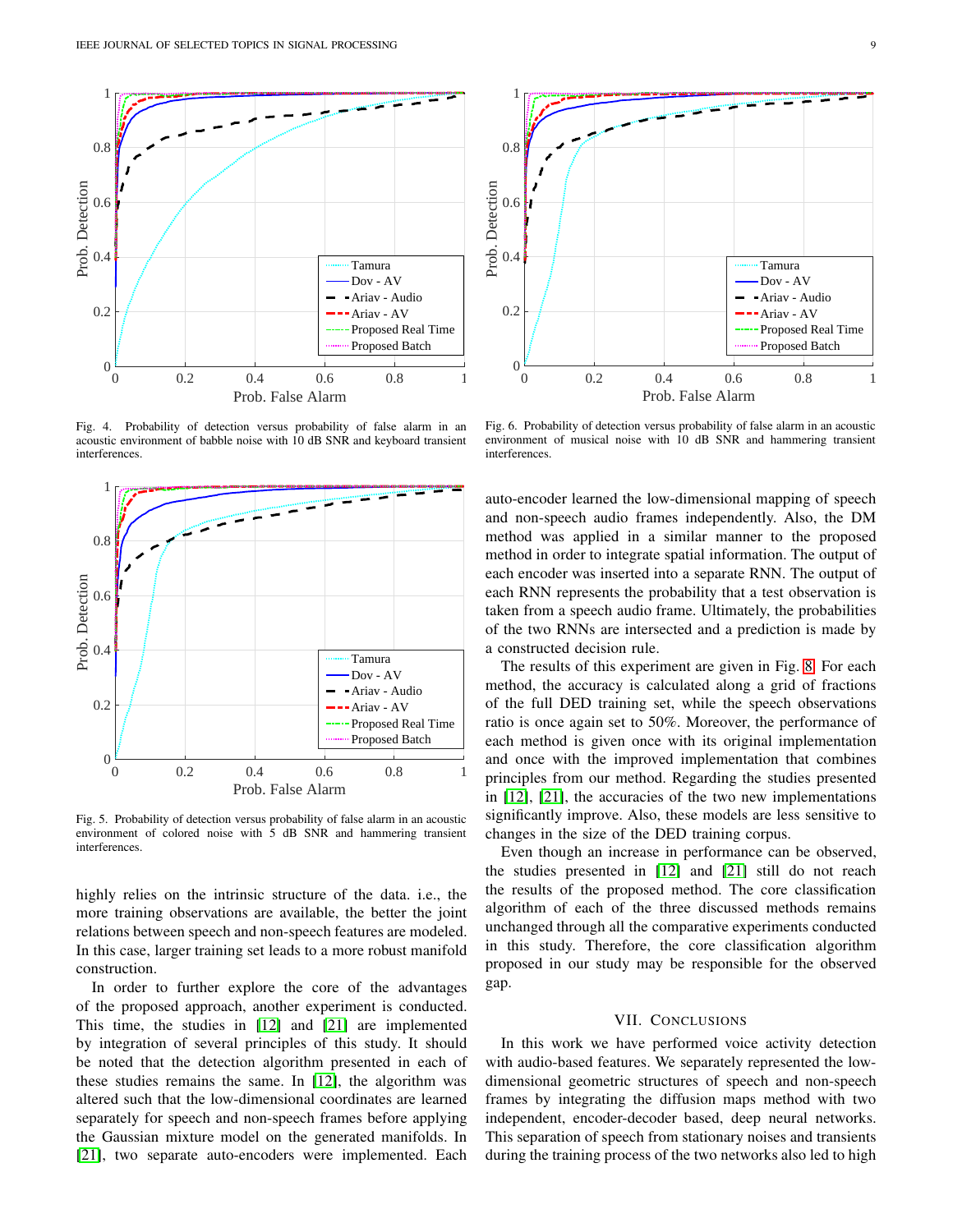Fig. 4. Probability of detection versus probability of false alarm in an acoustic environment of babble noise with 10 dB SNR and keyboard transient interferences.

Fig. 6. Probability of detection versus probability of false alarm in an acoustic environment of musical noise with 10 dB SNR and hammering transient interferences.

Fig. 5. Probability of detection versus probability of false alarm in an acoustic environment of colored noise with 5 dB SNR and hammering transient interferences.

highly relies on the intrinsic structure of the data. i.e., the more training observations are available, the better the joint relations between speech and non-speech features are modeled. In this case, larger training set leads to a more robust manifold construction.

In order to further explore the core of the advantages of the proposed approach, another experiment is conducted. This time, the studies in [12] and [21] are implemented by integration of several principles of this study. It should be noted that the detection algorithm presented in each of these studies remains the same. In [12], the algorithm was altered such that the low-dimensional coordinates are learned separately for speech and non-speech frames before applying the Gaussian mixture model on the generated manifolds. In [21], two separate auto-encoders were implemented. Each auto-encoder learned the low-dimensional mapping of speech and non-speech audio frames independently. Also, the DM method was applied in a similar manner to the proposed method in order to integrate spatial information. The output of each encoder was inserted into a separate RNN. The output of each RNN represents the probability that a test observation is taken from a speech audio frame. Ultimately, the probabilities of the two RNNs are intersected and a prediction is made by a constructed decision rule.

The results of this experiment are given in Fig. 8. For each method, the accuracy is calculated along a grid of fractions of the full DED training set, while the speech observations ratio is once again set to 50%. Moreover, the performance of each method is given once with its original implementation and once with the improved implementation that combines principles from our method. Regarding the studies presented in [12], [21], the accuracies of the two new implementations significantly improve. Also, these models are less sensitive to changes in the size of the DED training corpus.

Even though an increase in performance can be observed, the studies presented in [12] and [21] still do not reach the results of the proposed method. The core classification algorithm of each of the three discussed methods remains unchanged through all the comparative experiments conducted in this study. Therefore, the core classification algorithm proposed in our study may be responsible for the observed gap.

## VII. Conclusions

In this work we have performed voice activity detection with audio-based features. We separately represented the low-dimensional geometric structures of speech and non-speech frames by integrating the diffusion maps method with two independent, encoder-decoder based, deep neural networks. This separation of speech from stationary noises and transients during the training process of the two networks also led to high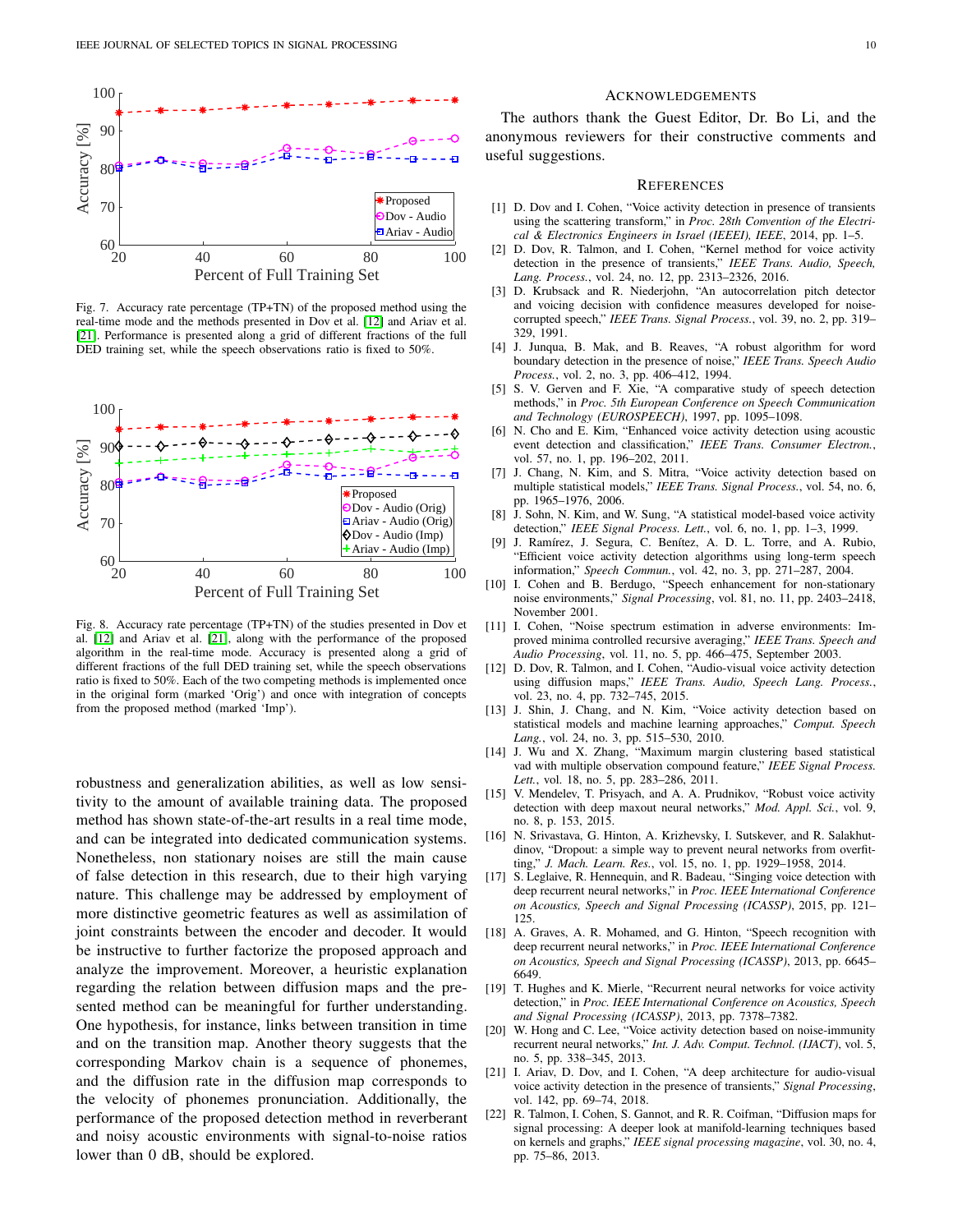Fig. 7. Accuracy rate percentage (TP+TN) of the proposed method using the real-time mode and the methods presented in Dov et al. [12] and Ariav et al. [21]. Performance is presented along a grid of different fractions of the full DED training set, while the speech observations ratio is fixed to 50%.

Fig. 8. Accuracy rate percentage (TP+TN) of the studies presented in Dov et al. [12] and Ariav et al. [21], along with the performance of the proposed algorithm in the real-time mode. Accuracy is presented along a grid of different fractions of the full DED training set, while the speech observations ratio is fixed to 50%. Each of the two competing methods is implemented once in the original form (marked 'Orig') and once with integration of concepts from the proposed method (marked 'Imp').

robustness and generalization abilities, as well as low sensitivity to the amount of available training data. The proposed method has shown state-of-the-art results in a real time mode, and can be integrated into dedicated communication systems. Nonetheless, non stationary noises are still the main cause of false detection in this research, due to their high varying nature. This challenge may be addressed by employment of more distinctive geometric features as well as assimilation of joint constraints between the encoder and decoder. It would be instructive to further factorize the proposed approach and analyze the improvement. Moreover, a heuristic explanation regarding the relation between diffusion maps and the presented method can be meaningful for further understanding. One hypothesis, for instance, links between transition in time and on the transition map. Another theory suggests that the corresponding Markov chain is a sequence of phonemes, and the diffusion rate in the diffusion map corresponds to the velocity of phonemes pronunciation. Additionally, the performance of the proposed detection method in reverberant and noisy acoustic environments with signal-to-noise ratios lower than 0 dB, should be explored.

## Acknowledgements

The authors thank the Guest Editor, Dr. Bo Li, and the anonymous reviewers for their constructive comments and useful suggestions.

## References

[1] D. Dov and I. Cohen, "Voice activity detection in presence of transients using the scattering transform," in *Proc. 28th Convention of the Electrical & Electronics Engineers in Israel (IEEEI)*, IEEE, 2014, pp. 1–5.

[2] D. Dov, R. Talmon, and I. Cohen, "Kernel method for voice activity detection in the presence of transients," *IEEE Trans. Audio, Speech, Lang. Process.*, vol. 24, no. 12, pp. 2313–2326, 2016.

[3] D. Krubsack and R. Niederjohn, "An autocorrelation pitch detector and voicing decision with confidence measures developed for noise-corrupted speech," *IEEE Trans. Signal Process.*, vol. 39, no. 2, pp. 319–329, 1991.

[4] J. Junqua, B. Mak, and B. Reaves, "A robust algorithm for word boundary detection in the presence of noise," *IEEE Trans. Speech Audio Process.*, vol. 2, no. 3, pp. 406–412, 1994.

[5] S. V. Gerven and F. Xie, "A comparative study of speech detection methods," in *Proc. 5th European Conference on Speech Communication and Technology (EUROSPEECH)*, 1997, pp. 1095–1098.

[6] N. Cho and E. Kim, "Enhanced voice activity detection using acoustic event detection and classification," *IEEE Trans. Consumer Electron.*, vol. 57, no. 1, pp. 196–202, 2011.

[7] J. Chang, N. Kim, and S. Mitra, "Voice activity detection based on multiple statistical models," *IEEE Trans. Signal Process.*, vol. 54, no. 6, pp. 1965–1976, 2006.

[8] J. Sohn, N. Kim, and W. Sung, "A statistical model-based voice activity detection," *IEEE Signal Process. Lett.*, vol. 6, no. 1, pp. 1–3, 1999.

[9] J. Ramírez, J. Segura, C. Benítez, A. D. L. Torre, and A. Rubio, "Efficient voice activity detection algorithms using long-term speech information," *Speech Commun.*, vol. 42, no. 3, pp. 271–287, 2004.

[10] I. Cohen and B. Berdugo, "Speech enhancement for non-stationary noise environments," *Signal Processing*, vol. 81, no. 11, pp. 2403–2418, November 2001.

[11] I. Cohen, "Noise spectrum estimation in adverse environments: Improved minima controlled recursive averaging," *IEEE Trans. Speech and Audio Processing*, vol. 11, no. 5, pp. 466–475, September 2003.

[12] D. Dov, R. Talmon, and I. Cohen, "Audio-visual voice activity detection using diffusion maps," *IEEE Trans. Audio, Speech Lang. Process.*, vol. 23, no. 4, pp. 732–745, 2015.

[13] J. Shin, J. Chang, and N. Kim, "Voice activity detection based on statistical models and machine learning approaches," *Comput. Speech Lang.*, vol. 24, no. 3, pp. 515–530, 2010.

[14] J. Wu and X. Zhang, "Maximum margin clustering based statistical vad with multiple observation compound feature," *IEEE Signal Process. Lett.*, vol. 18, no. 5, pp. 283–286, 2011.

[15] V. Mendelev, T. Prisyach, and A. A. Prudnikov, "Robust voice activity detection with deep maxout neural networks," *Mod. Appl. Sci.*, vol. 9, no. 8, p. 153, 2015.

[16] N. Srivastava, G. Hinton, A. Krizhevsky, I. Sutskever, and R. Salakhutdinov, "Dropout: a simple way to prevent neural networks from overfitting," *J. Mach. Learn. Res.*, vol. 15, no. 1, pp. 1929–1958, 2014.

[17] S. Leglaive, R. Hennequin, and R. Badeau, "Singing voice detection with deep recurrent neural networks," in *Proc. IEEE International Conference on Acoustics, Speech and Signal Processing (ICASSP)*, 2015, pp. 121–125.

[18] A. Graves, A. R. Mohamed, and G. Hinton, "Speech recognition with deep recurrent neural networks," in *Proc. IEEE International Conference on Acoustics, Speech and Signal Processing (ICASSP)*, 2013, pp. 6645–6649.

[19] T. Hughes and K. Mierle, "Recurrent neural networks for voice activity detection," in *Proc. IEEE International Conference on Acoustics, Speech and Signal Processing (ICASSP)*, 2013, pp. 7378–7382.

[20] W. Hong and C. Lee, "Voice activity detection based on noise-immunity recurrent neural networks," *Int. J. Adv. Comput. Technol. (IJACT)*, vol. 5, no. 5, pp. 338–345, 2013.

[21] I. Ariav, D. Dov, and I. Cohen, "A deep architecture for audio-visual voice activity detection in the presence of transients," *Signal Processing*, vol. 142, pp. 69–74, 2018.

[22] R. Talmon, I. Cohen, S. Gannot, and R. R. Coifman, "Diffusion maps for signal processing: A deeper look at manifold-learning techniques based on kernels and graphs," *IEEE signal processing magazine*, vol. 30, no. 4, pp. 75–86, 2013.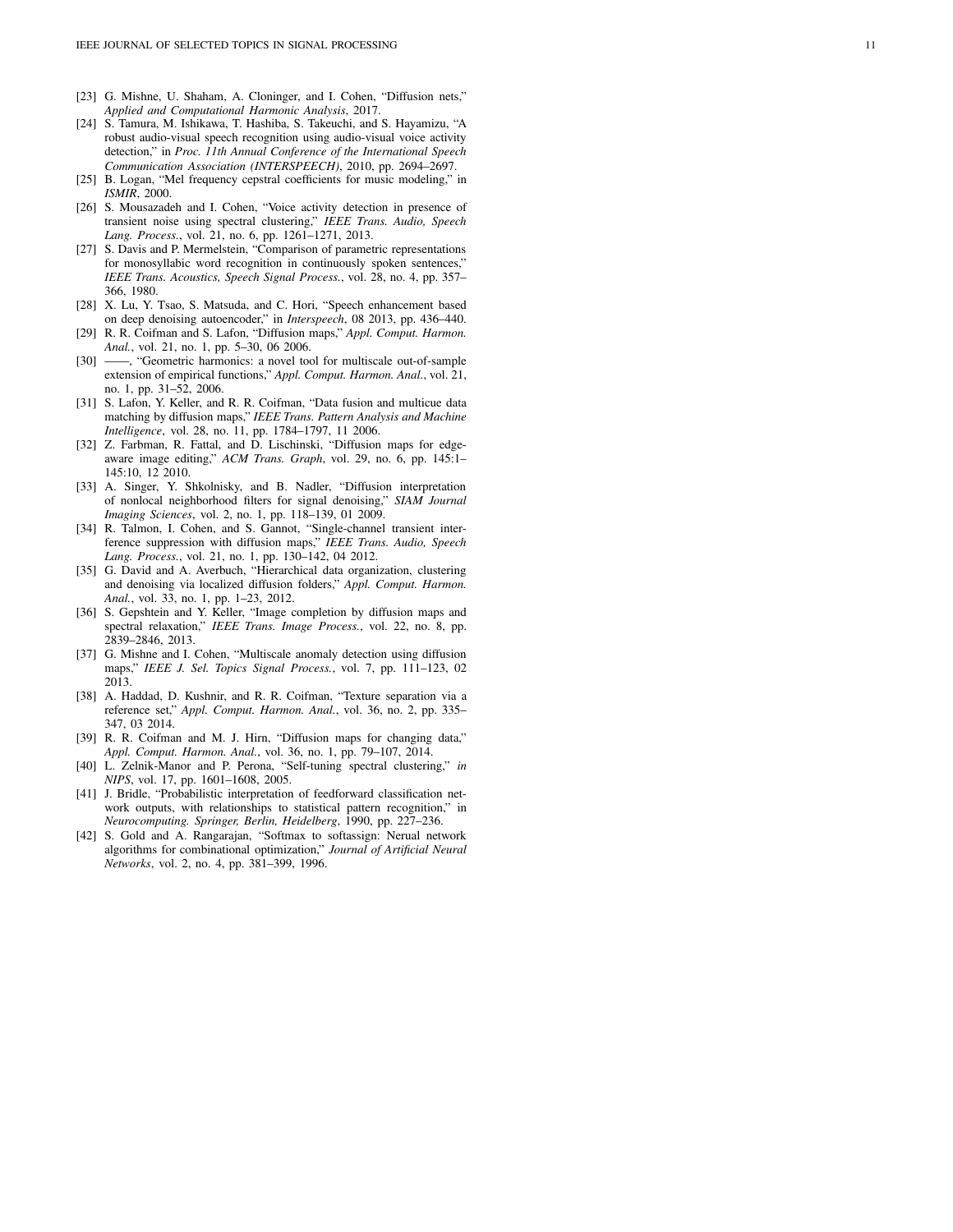[23] G. Mishne, U. Shaham, A. Cloninger, and I. Cohen, "Diffusion nets," *Applied and Computational Harmonic Analysis*, 2017.

[24] S. Tamura, M. Ishikawa, T. Hashiba, S. Takeuchi, and S. Hayamizu, "A robust audio-visual speech recognition using audio-visual voice activity detection," in *Proc. 11th Annual Conference of the International Speech Communication Association (INTERSPEECH)*, 2010, pp. 2694–2697.

[25] B. Logan, "Mel frequency cepstral coefficients for music modeling," in *ISMIR*, 2000.

[26] S. Mousazadeh and I. Cohen, "Voice activity detection in presence of transient noise using spectral clustering," *IEEE Trans. Audio, Speech Lang. Process.*, vol. 21, no. 6, pp. 1261–1271, 2013.

[27] S. Davis and P. Mermelstein, "Comparison of parametric representations for monosyllabic word recognition in continuously spoken sentences," *IEEE Trans. Acoustics, Speech Signal Process.*, vol. 28, no. 4, pp. 357–366, 1980.

[28] X. Lu, Y. Tsao, S. Matsuda, and C. Hori, "Speech enhancement based on deep denoising autoencoder," in *Interspeech*, 08 2013, pp. 436–440.

[29] R. R. Coifman and S. Lafon, "Diffusion maps," *Appl. Comput. Harmon. Anal.*, vol. 21, no. 1, pp. 5–30, 06 2006.

[30] ——, "Geometric harmonics: a novel tool for multiscale out-of-sample extension of empirical functions," *Appl. Comput. Harmon. Anal.*, vol. 21, no. 1, pp. 31–52, 2006.

[31] S. Lafon, Y. Keller, and R. R. Coifman, "Data fusion and multicue data matching by diffusion maps," *IEEE Trans. Pattern Analysis and Machine Intelligence*, vol. 28, no. 11, pp. 1784–1797, 11 2006.

[32] Z. Farbman, R. Fattal, and D. Lischinski, "Diffusion maps for edge-aware image editing," *ACM Trans. Graph*, vol. 29, no. 6, pp. 145:1–145:10, 12 2010.

[33] A. Singer, Y. Shkolnisky, and B. Nadler, "Diffusion interpretation of nonlocal neighborhood filters for signal denoising," *SIAM Journal Imaging Sciences*, vol. 2, no. 1, pp. 118–139, 01 2009.

[34] R. Talmon, I. Cohen, and S. Gannot, "Single-channel transient interference suppression with diffusion maps," *IEEE Trans. Audio, Speech Lang. Process.*, vol. 21, no. 1, pp. 130–142, 04 2012.

[35] G. David and A. Averbuch, "Hierarchical data organization, clustering and denoising via localized diffusion folders," *Appl. Comput. Harmon. Anal.*, vol. 33, no. 1, pp. 1–23, 2012.

[36] S. Gepshtein and Y. Keller, "Image completion by diffusion maps and spectral relaxation," *IEEE Trans. Image Process.*, vol. 22, no. 8, pp. 2839–2846, 2013.

[37] G. Mishne and I. Cohen, "Multiscale anomaly detection using diffusion maps," *IEEE J. Sel. Topics Signal Process.*, vol. 7, pp. 111–123, 02 2013.

[38] A. Haddad, D. Kushnir, and R. R. Coifman, "Texture separation via a reference set," *Appl. Comput. Harmon. Anal.*, vol. 36, no. 2, pp. 335–347, 03 2014.

[39] R. R. Coifman and M. J. Hirn, "Diffusion maps for changing data," *Appl. Comput. Harmon. Anal.*, vol. 36, no. 1, pp. 79–107, 2014.

[40] L. Zelnik-Manor and P. Perona, "Self-tuning spectral clustering," *in NIPS*, vol. 17, pp. 1601–1608, 2005.

[41] J. Bridle, "Probabilistic interpretation of feedforward classification network outputs, with relationships to statistical pattern recognition," in *Neurocomputing. Springer, Berlin, Heidelberg*, 1990, pp. 227–236.

[42] S. Gold and A. Rangarajan, "Softmax to softassign: Nerual network algorithms for combinational optimization," *Journal of Artificial Neural Networks*, vol. 2, no. 4, pp. 381–399, 1996.